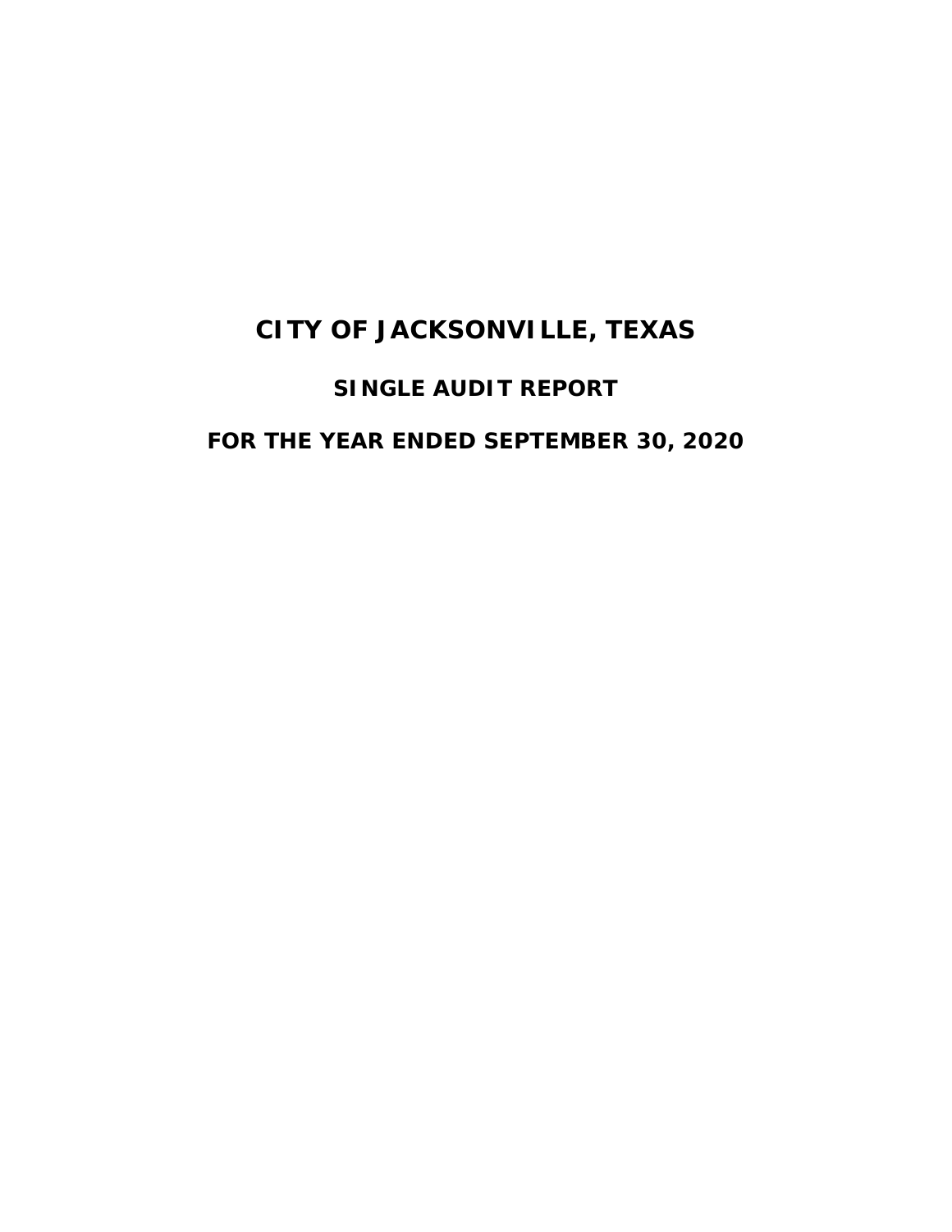# CITY OF JACKSONVILLE, TEXAS

## SINGLE AUDIT REPORT

## FOR THE YEAR ENDED SEPTEMBER 30, 2020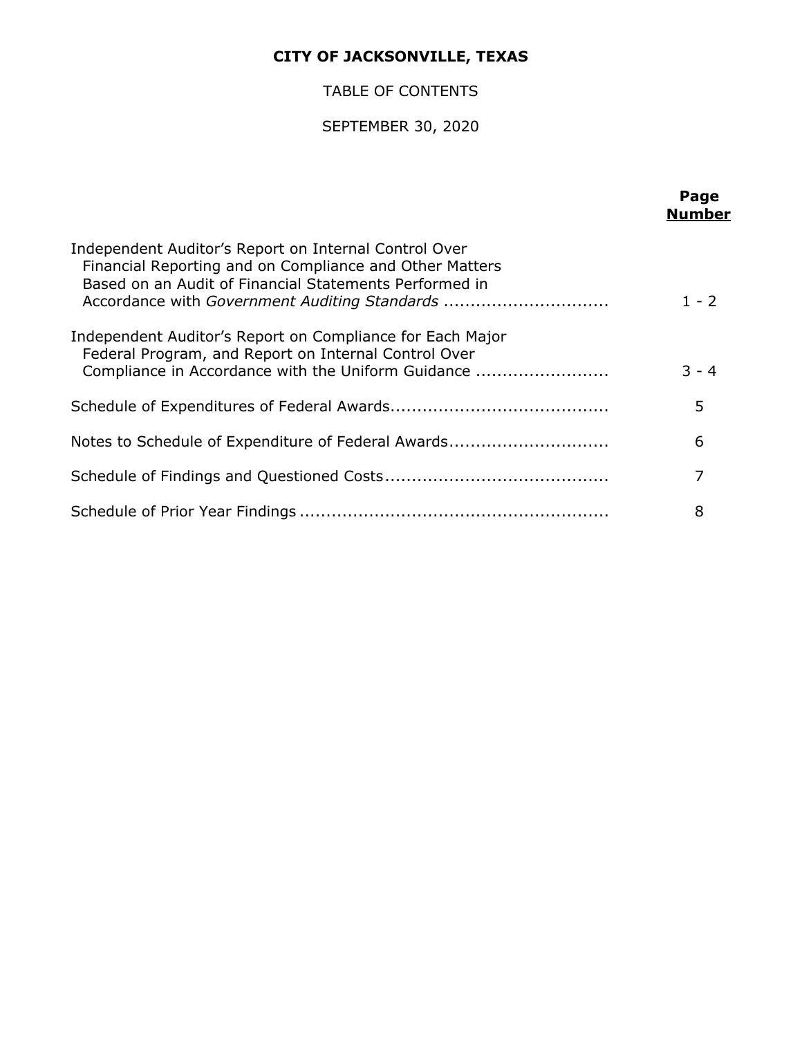**CITY OF JACKSONVILLE, TEXAS**

TABLE OF CONTENTS

SEPTEMBER 30, 2020

| | **Page Number** |
|---|---|
| Independent Auditor's Report on Internal Control Over Financial Reporting and on Compliance and Other Matters Based on an Audit of Financial Statements Performed in Accordance with *Government Auditing Standards* .............................. | 1 - 2 |
| Independent Auditor's Report on Compliance for Each Major Federal Program, and Report on Internal Control Over Compliance in Accordance with the Uniform Guidance ........................ | 3 - 4 |
| Schedule of Expenditures of Federal Awards........................................ | 5 |
| Notes to Schedule of Expenditure of Federal Awards............................. | 6 |
| Schedule of Findings and Questioned Costs......................................... | 7 |
| Schedule of Prior Year Findings ......................................................... | 8 |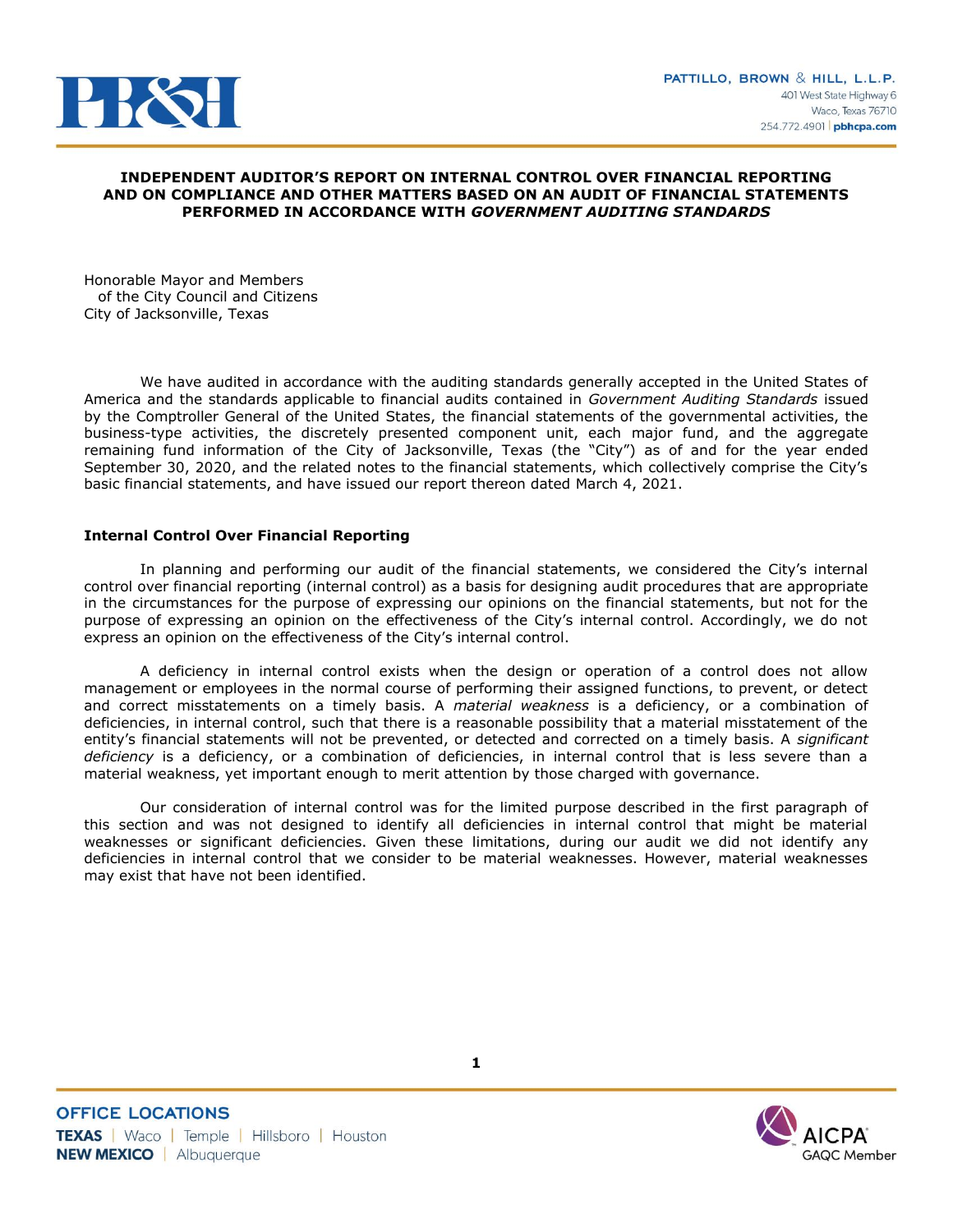PATTILLO, BROWN & HILL, L.L.P.
401 West State Highway 6
Waco, Texas 76710
254.772.4901 | pbhcpa.com

**INDEPENDENT AUDITOR'S REPORT ON INTERNAL CONTROL OVER FINANCIAL REPORTING AND ON COMPLIANCE AND OTHER MATTERS BASED ON AN AUDIT OF FINANCIAL STATEMENTS PERFORMED IN ACCORDANCE WITH *GOVERNMENT AUDITING STANDARDS***

Honorable Mayor and Members
of the City Council and Citizens
City of Jacksonville, Texas

We have audited in accordance with the auditing standards generally accepted in the United States of America and the standards applicable to financial audits contained in *Government Auditing Standards* issued by the Comptroller General of the United States, the financial statements of the governmental activities, the business-type activities, the discretely presented component unit, each major fund, and the aggregate remaining fund information of the City of Jacksonville, Texas (the "City") as of and for the year ended September 30, 2020, and the related notes to the financial statements, which collectively comprise the City's basic financial statements, and have issued our report thereon dated March 4, 2021.

**Internal Control Over Financial Reporting**

In planning and performing our audit of the financial statements, we considered the City's internal control over financial reporting (internal control) as a basis for designing audit procedures that are appropriate in the circumstances for the purpose of expressing our opinions on the financial statements, but not for the purpose of expressing an opinion on the effectiveness of the City's internal control. Accordingly, we do not express an opinion on the effectiveness of the City's internal control.

A deficiency in internal control exists when the design or operation of a control does not allow management or employees in the normal course of performing their assigned functions, to prevent, or detect and correct misstatements on a timely basis. A *material weakness* is a deficiency, or a combination of deficiencies, in internal control, such that there is a reasonable possibility that a material misstatement of the entity's financial statements will not be prevented, or detected and corrected on a timely basis. A *significant deficiency* is a deficiency, or a combination of deficiencies, in internal control that is less severe than a material weakness, yet important enough to merit attention by those charged with governance.

Our consideration of internal control was for the limited purpose described in the first paragraph of this section and was not designed to identify all deficiencies in internal control that might be material weaknesses or significant deficiencies. Given these limitations, during our audit we did not identify any deficiencies in internal control that we consider to be material weaknesses. However, material weaknesses may exist that have not been identified.

OFFICE LOCATIONS
TEXAS | Waco | Temple | Hillsboro | Houston
NEW MEXICO | Albuquerque

AICPA GAQC Member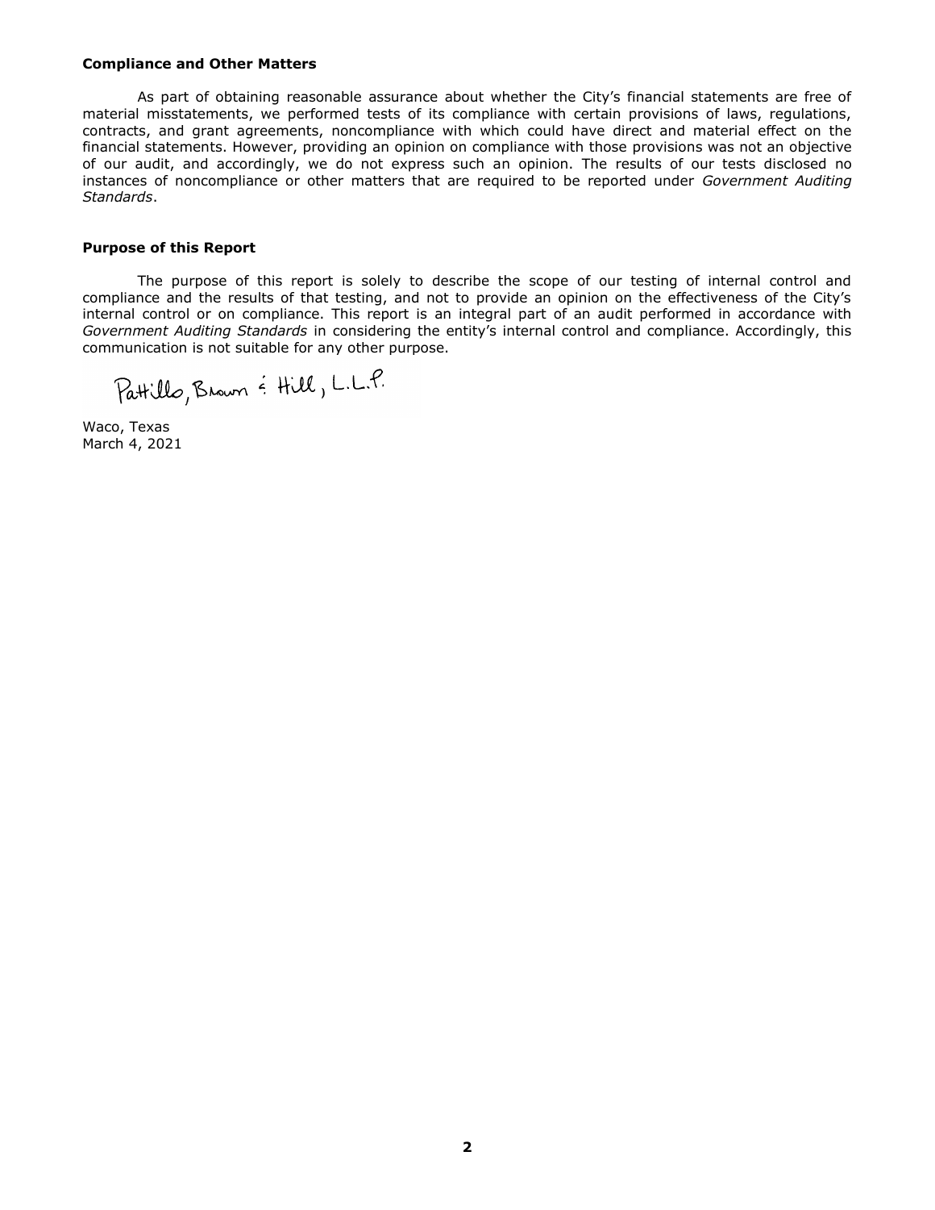**Compliance and Other Matters**

As part of obtaining reasonable assurance about whether the City's financial statements are free of material misstatements, we performed tests of its compliance with certain provisions of laws, regulations, contracts, and grant agreements, noncompliance with which could have direct and material effect on the financial statements. However, providing an opinion on compliance with those provisions was not an objective of our audit, and accordingly, we do not express such an opinion. The results of our tests disclosed no instances of noncompliance or other matters that are required to be reported under *Government Auditing Standards*.

**Purpose of this Report**

The purpose of this report is solely to describe the scope of our testing of internal control and compliance and the results of that testing, and not to provide an opinion on the effectiveness of the City's internal control or on compliance. This report is an integral part of an audit performed in accordance with *Government Auditing Standards* in considering the entity's internal control and compliance. Accordingly, this communication is not suitable for any other purpose.

Pattillo, Brown & Hill, L.L.P.

Waco, Texas
March 4, 2021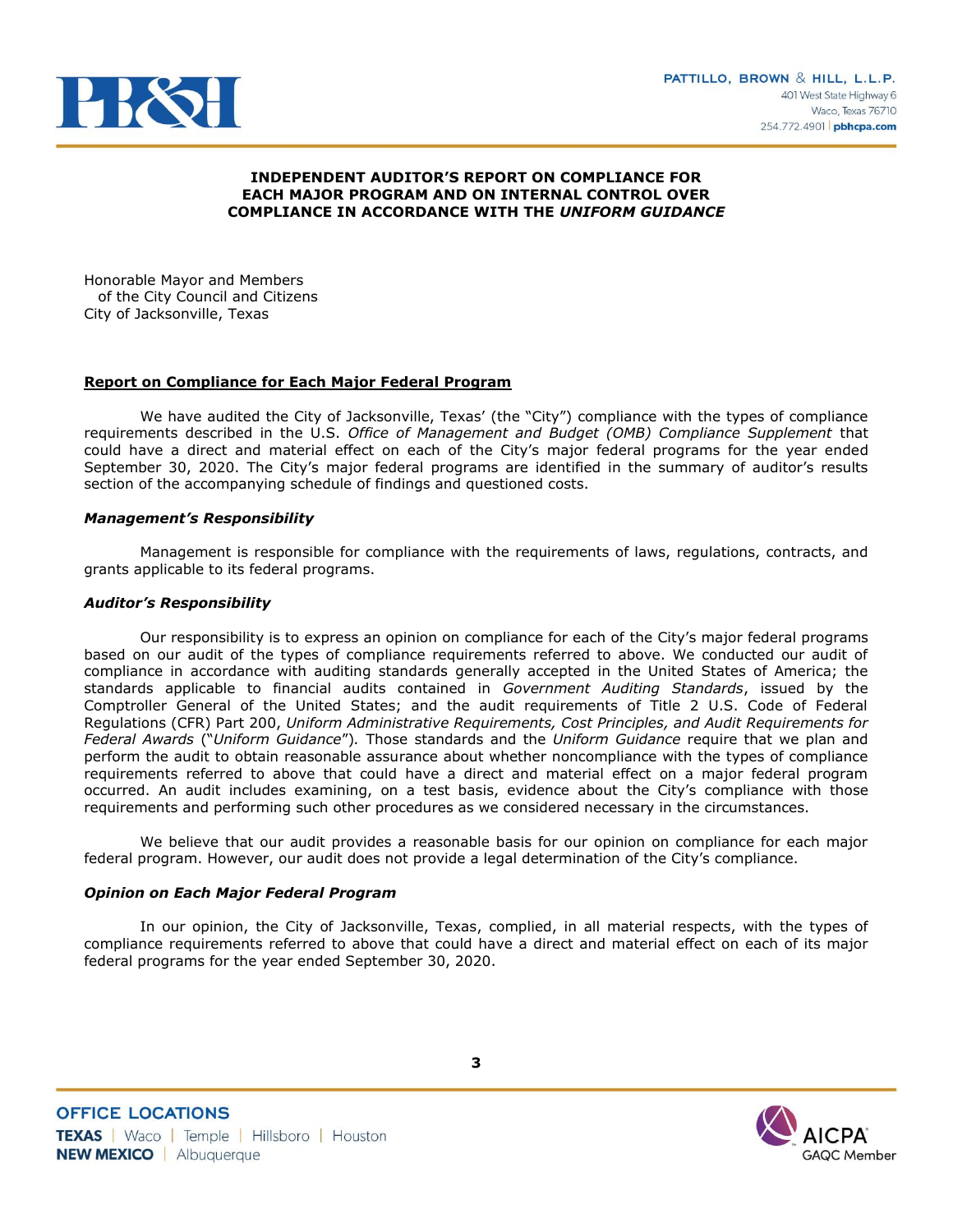**INDEPENDENT AUDITOR'S REPORT ON COMPLIANCE FOR EACH MAJOR PROGRAM AND ON INTERNAL CONTROL OVER COMPLIANCE IN ACCORDANCE WITH THE *UNIFORM GUIDANCE***

Honorable Mayor and Members
of the City Council and Citizens
City of Jacksonville, Texas

**Report on Compliance for Each Major Federal Program**

We have audited the City of Jacksonville, Texas' (the "City") compliance with the types of compliance requirements described in the U.S. *Office of Management and Budget (OMB) Compliance Supplement* that could have a direct and material effect on each of the City's major federal programs for the year ended September 30, 2020. The City's major federal programs are identified in the summary of auditor's results section of the accompanying schedule of findings and questioned costs.

***Management's Responsibility***

Management is responsible for compliance with the requirements of laws, regulations, contracts, and grants applicable to its federal programs.

***Auditor's Responsibility***

Our responsibility is to express an opinion on compliance for each of the City's major federal programs based on our audit of the types of compliance requirements referred to above. We conducted our audit of compliance in accordance with auditing standards generally accepted in the United States of America; the standards applicable to financial audits contained in *Government Auditing Standards*, issued by the Comptroller General of the United States; and the audit requirements of Title 2 U.S. Code of Federal Regulations (CFR) Part 200, *Uniform Administrative Requirements, Cost Principles, and Audit Requirements for Federal Awards* ("*Uniform Guidance*"). Those standards and the *Uniform Guidance* require that we plan and perform the audit to obtain reasonable assurance about whether noncompliance with the types of compliance requirements referred to above that could have a direct and material effect on a major federal program occurred. An audit includes examining, on a test basis, evidence about the City's compliance with those requirements and performing such other procedures as we considered necessary in the circumstances.

We believe that our audit provides a reasonable basis for our opinion on compliance for each major federal program. However, our audit does not provide a legal determination of the City's compliance.

***Opinion on Each Major Federal Program***

In our opinion, the City of Jacksonville, Texas, complied, in all material respects, with the types of compliance requirements referred to above that could have a direct and material effect on each of its major federal programs for the year ended September 30, 2020.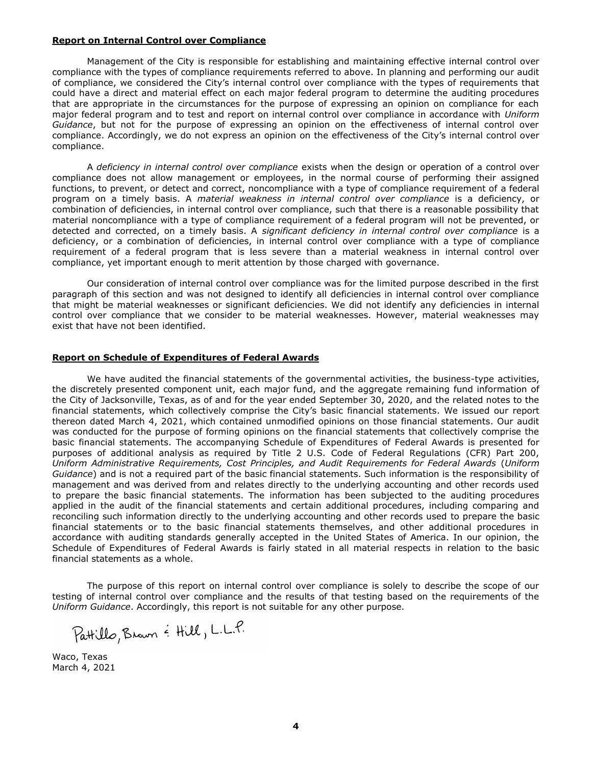**Report on Internal Control over Compliance**

Management of the City is responsible for establishing and maintaining effective internal control over compliance with the types of compliance requirements referred to above. In planning and performing our audit of compliance, we considered the City's internal control over compliance with the types of requirements that could have a direct and material effect on each major federal program to determine the auditing procedures that are appropriate in the circumstances for the purpose of expressing an opinion on compliance for each major federal program and to test and report on internal control over compliance in accordance with *Uniform Guidance*, but not for the purpose of expressing an opinion on the effectiveness of internal control over compliance. Accordingly, we do not express an opinion on the effectiveness of the City's internal control over compliance.

A *deficiency in internal control over compliance* exists when the design or operation of a control over compliance does not allow management or employees, in the normal course of performing their assigned functions, to prevent, or detect and correct, noncompliance with a type of compliance requirement of a federal program on a timely basis. A *material weakness in internal control over compliance* is a deficiency, or combination of deficiencies, in internal control over compliance, such that there is a reasonable possibility that material noncompliance with a type of compliance requirement of a federal program will not be prevented, or detected and corrected, on a timely basis. A *significant deficiency in internal control over compliance* is a deficiency, or a combination of deficiencies, in internal control over compliance with a type of compliance requirement of a federal program that is less severe than a material weakness in internal control over compliance, yet important enough to merit attention by those charged with governance.

Our consideration of internal control over compliance was for the limited purpose described in the first paragraph of this section and was not designed to identify all deficiencies in internal control over compliance that might be material weaknesses or significant deficiencies. We did not identify any deficiencies in internal control over compliance that we consider to be material weaknesses. However, material weaknesses may exist that have not been identified.

**Report on Schedule of Expenditures of Federal Awards**

We have audited the financial statements of the governmental activities, the business-type activities, the discretely presented component unit, each major fund, and the aggregate remaining fund information of the City of Jacksonville, Texas, as of and for the year ended September 30, 2020, and the related notes to the financial statements, which collectively comprise the City's basic financial statements. We issued our report thereon dated March 4, 2021, which contained unmodified opinions on those financial statements. Our audit was conducted for the purpose of forming opinions on the financial statements that collectively comprise the basic financial statements. The accompanying Schedule of Expenditures of Federal Awards is presented for purposes of additional analysis as required by Title 2 U.S. Code of Federal Regulations (CFR) Part 200, *Uniform Administrative Requirements, Cost Principles, and Audit Requirements for Federal Awards* (*Uniform Guidance*) and is not a required part of the basic financial statements. Such information is the responsibility of management and was derived from and relates directly to the underlying accounting and other records used to prepare the basic financial statements. The information has been subjected to the auditing procedures applied in the audit of the financial statements and certain additional procedures, including comparing and reconciling such information directly to the underlying accounting and other records used to prepare the basic financial statements or to the basic financial statements themselves, and other additional procedures in accordance with auditing standards generally accepted in the United States of America. In our opinion, the Schedule of Expenditures of Federal Awards is fairly stated in all material respects in relation to the basic financial statements as a whole.

The purpose of this report on internal control over compliance is solely to describe the scope of our testing of internal control over compliance and the results of that testing based on the requirements of the *Uniform Guidance*. Accordingly, this report is not suitable for any other purpose.

Pattillo, Brown & Hill, L.L.P.

Waco, Texas
March 4, 2021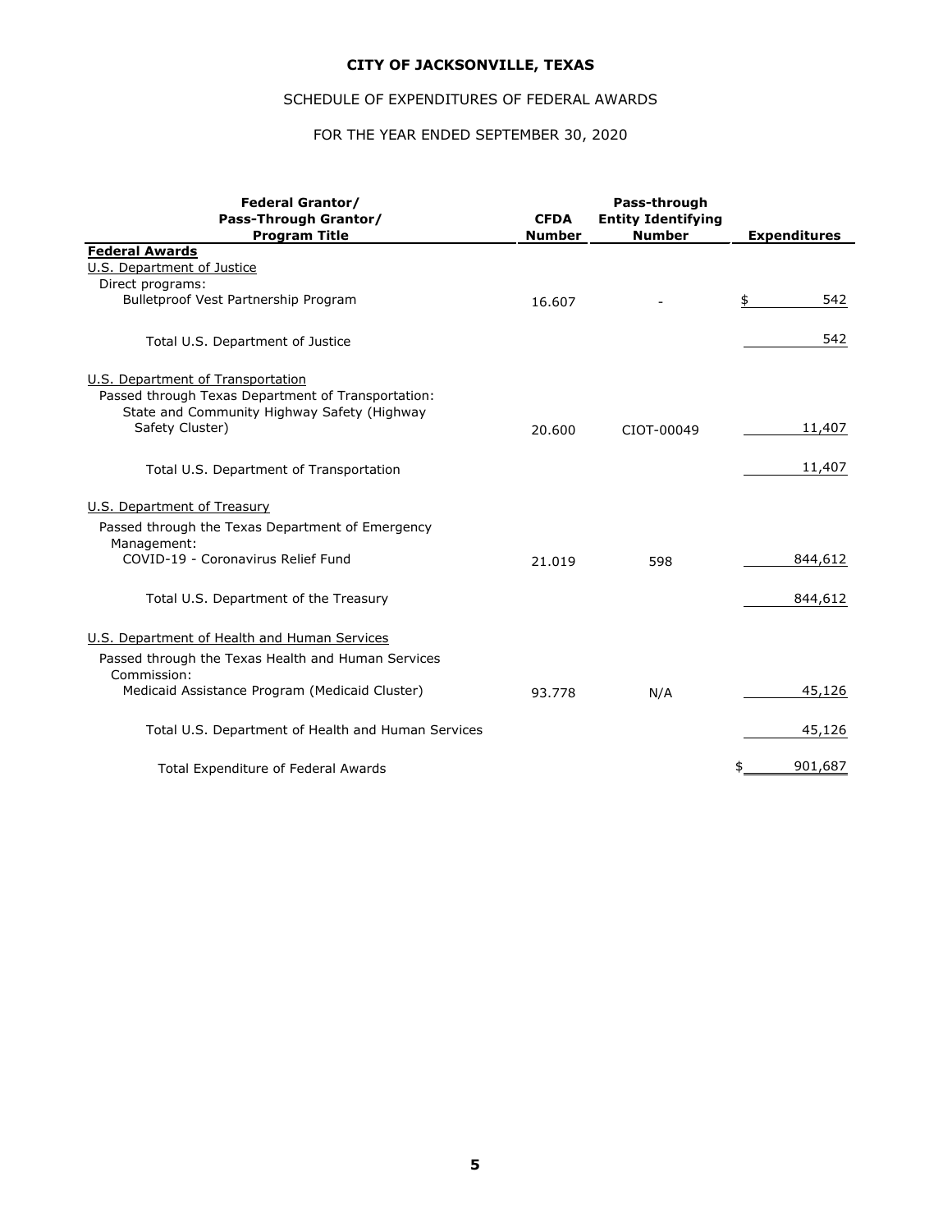# CITY OF JACKSONVILLE, TEXAS

## SCHEDULE OF EXPENDITURES OF FEDERAL AWARDS

## FOR THE YEAR ENDED SEPTEMBER 30, 2020

| Federal Grantor/ Pass-Through Grantor/ Program Title | CFDA Number | Pass-through Entity Identifying Number | Expenditures |
|---|---|---|---|
| **Federal Awards** | | | |
| U.S. Department of Justice | | | |
| Direct programs: | | | |
| Bulletproof Vest Partnership Program | 16.607 | - | $ 542 |
| Total U.S. Department of Justice | | | 542 |
| U.S. Department of Transportation | | | |
| Passed through Texas Department of Transportation: | | | |
| State and Community Highway Safety (Highway Safety Cluster) | 20.600 | CIOT-00049 | 11,407 |
| Total U.S. Department of Transportation | | | 11,407 |
| U.S. Department of Treasury | | | |
| Passed through the Texas Department of Emergency Management: | | | |
| COVID-19 - Coronavirus Relief Fund | 21.019 | 598 | 844,612 |
| Total U.S. Department of the Treasury | | | 844,612 |
| U.S. Department of Health and Human Services | | | |
| Passed through the Texas Health and Human Services Commission: | | | |
| Medicaid Assistance Program (Medicaid Cluster) | 93.778 | N/A | 45,126 |
| Total U.S. Department of Health and Human Services | | | 45,126 |
| Total Expenditure of Federal Awards | | | $ 901,687 |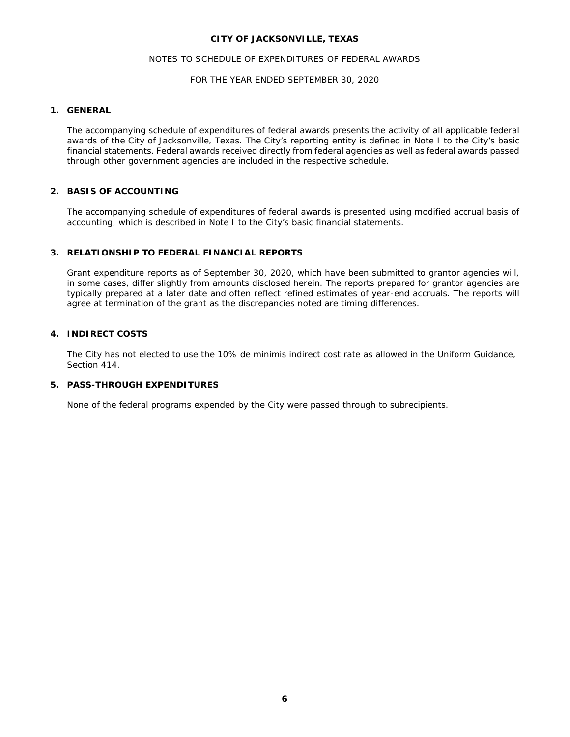**CITY OF JACKSONVILLE, TEXAS**

NOTES TO SCHEDULE OF EXPENDITURES OF FEDERAL AWARDS

FOR THE YEAR ENDED SEPTEMBER 30, 2020

## 1. GENERAL

The accompanying schedule of expenditures of federal awards presents the activity of all applicable federal awards of the City of Jacksonville, Texas. The City's reporting entity is defined in Note I to the City's basic financial statements. Federal awards received directly from federal agencies as well as federal awards passed through other government agencies are included in the respective schedule.

## 2. BASIS OF ACCOUNTING

The accompanying schedule of expenditures of federal awards is presented using modified accrual basis of accounting, which is described in Note I to the City's basic financial statements.

## 3. RELATIONSHIP TO FEDERAL FINANCIAL REPORTS

Grant expenditure reports as of September 30, 2020, which have been submitted to grantor agencies will, in some cases, differ slightly from amounts disclosed herein. The reports prepared for grantor agencies are typically prepared at a later date and often reflect refined estimates of year-end accruals. The reports will agree at termination of the grant as the discrepancies noted are timing differences.

## 4. INDIRECT COSTS

The City has not elected to use the 10% de minimis indirect cost rate as allowed in the Uniform Guidance, Section 414.

## 5. PASS-THROUGH EXPENDITURES

None of the federal programs expended by the City were passed through to subrecipients.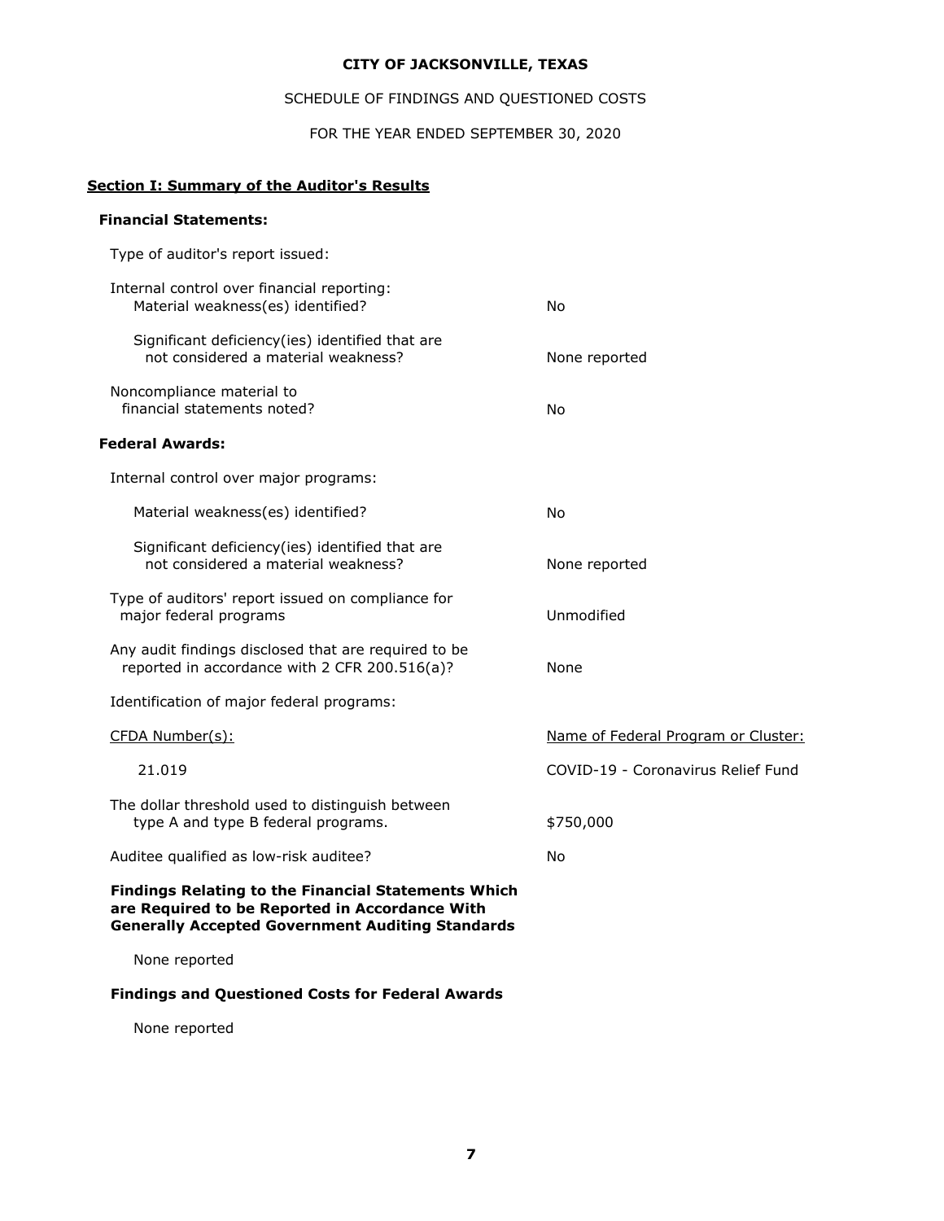**CITY OF JACKSONVILLE, TEXAS**

SCHEDULE OF FINDINGS AND QUESTIONED COSTS

FOR THE YEAR ENDED SEPTEMBER 30, 2020

## Section I: Summary of the Auditor's Results

**Financial Statements:**

| | |
|---|---|
| Type of auditor's report issued: | |
| Internal control over financial reporting: Material weakness(es) identified? | No |
| Significant deficiency(ies) identified that are not considered a material weakness? | None reported |
| Noncompliance material to financial statements noted? | No |

**Federal Awards:**

| | |
|---|---|
| Internal control over major programs: | |
| Material weakness(es) identified? | No |
| Significant deficiency(ies) identified that are not considered a material weakness? | None reported |
| Type of auditors' report issued on compliance for major federal programs | Unmodified |
| Any audit findings disclosed that are required to be reported in accordance with 2 CFR 200.516(a)? | None |
| Identification of major federal programs: | |
| CFDA Number(s): | Name of Federal Program or Cluster: |
| 21.019 | COVID-19 - Coronavirus Relief Fund |
| The dollar threshold used to distinguish between type A and type B federal programs. | $750,000 |
| Auditee qualified as low-risk auditee? | No |

**Findings Relating to the Financial Statements Which are Required to be Reported in Accordance With Generally Accepted Government Auditing Standards**

None reported

**Findings and Questioned Costs for Federal Awards**

None reported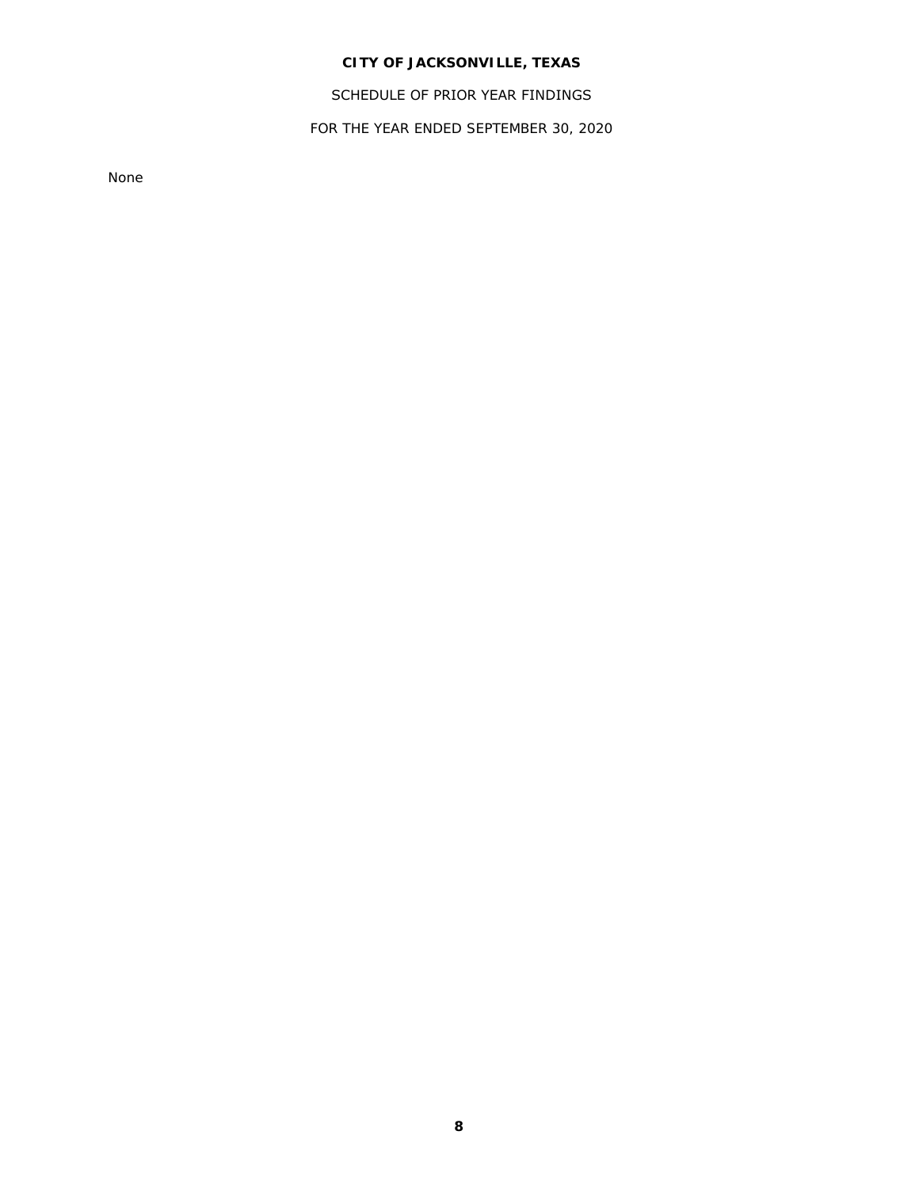# CITY OF JACKSONVILLE, TEXAS

SCHEDULE OF PRIOR YEAR FINDINGS

FOR THE YEAR ENDED SEPTEMBER 30, 2020

None